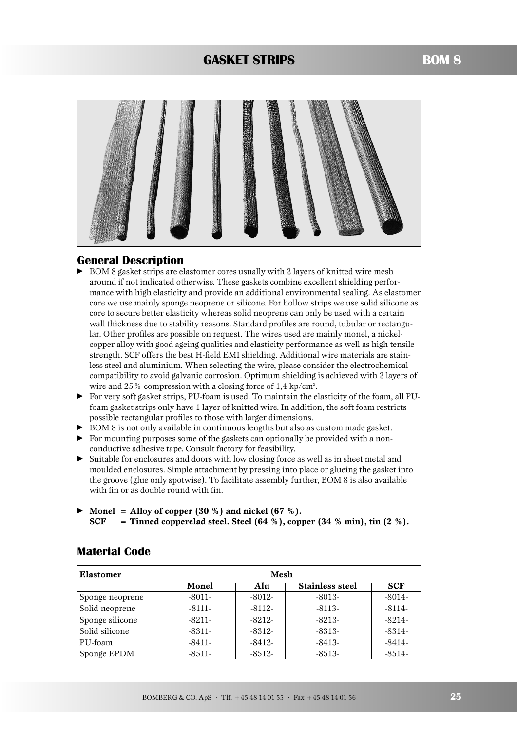# GASKET STRIPS

## BOM 8

## General Description

- BOM 8 gasket strips are elastomer cores usually with 2 layers of knitted wire mesh around if not indicated otherwise. These gaskets combine excellent shielding performance with high elasticity and provide an additional environmental sealing. As elastomer core we use mainly sponge neoprene or silicone. For hollow strips we use solid silicone as core to secure better elasticity whereas solid neoprene can only be used with a certain wall thickness due to stability reasons. Standard profiles are round, tubular or rectangular. Other profiles are possible on request. The wires used are mainly monel, a nickel-copper alloy with good ageing qualities and elasticity performance as well as high tensile strength. SCF offers the best H-field EMI shielding. Additional wire materials are stainless steel and aluminium. When selecting the wire, please consider the electrochemical compatibility to avoid galvanic corrosion. Optimum shielding is achieved with 2 layers of wire and 25 % compression with a closing force of 1,4 kp/cm$^2$.
- For very soft gasket strips, PU-foam is used. To maintain the elasticity of the foam, all PU-foam gasket strips only have 1 layer of knitted wire. In addition, the soft foam restricts possible rectangular profiles to those with larger dimensions.
- BOM 8 is not only available in continuous lengths but also as custom made gasket.
- For mounting purposes some of the gaskets can optionally be provided with a non-conductive adhesive tape. Consult factory for feasibility.
- Suitable for enclosures and doors with low closing force as well as in sheet metal and moulded enclosures. Simple attachment by pressing into place or glueing the gasket into the groove (glue only spotwise). To facilitate assembly further, BOM 8 is also available with fin or as double round with fin.
- **Monel = Alloy of copper (30 %) and nickel (67 %).**
  **SCF = Tinned copperclad steel. Steel (64 %), copper (34 % min), tin (2 %).**

## Material Code

| Elastomer | Mesh | | | |
|---|---|---|---|---|
| | **Monel** | **Alu** | **Stainless steel** | **SCF** |
| Sponge neoprene | -8011- | -8012- | -8013- | -8014- |
| Solid neoprene | -8111- | -8112- | -8113- | -8114- |
| Sponge silicone | -8211- | -8212- | -8213- | -8214- |
| Solid silicone | -8311- | -8312- | -8313- | -8314- |
| PU-foam | -8411- | -8412- | -8413- | -8414- |
| Sponge EPDM | -8511- | -8512- | -8513- | -8514- |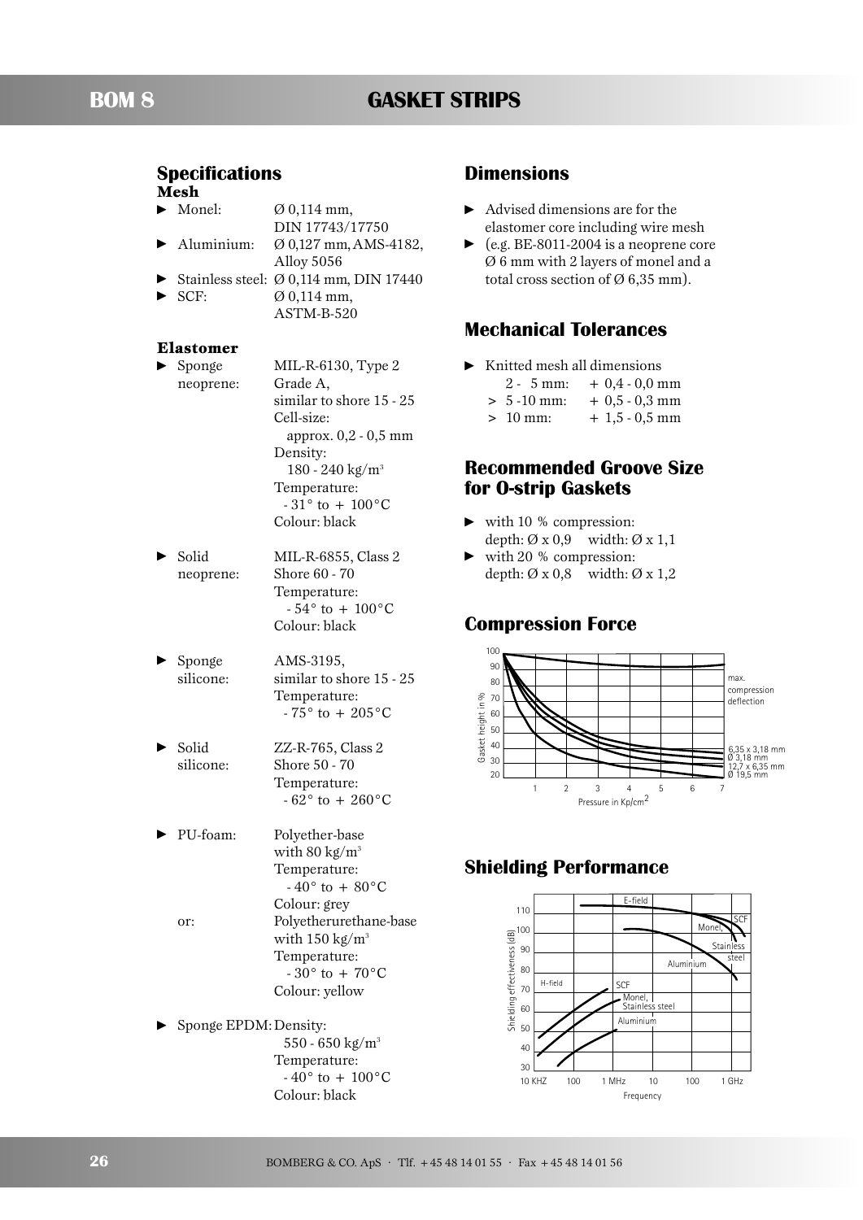# GASKET STRIPS

## Specifications

### Mesh

- Monel: Ø 0,114 mm, DIN 17743/17750
- Aluminium: Ø 0,127 mm, AMS-4182, Alloy 5056
- Stainless steel: Ø 0,114 mm, DIN 17440
- SCF: Ø 0,114 mm, ASTM-B-520

### Elastomer

- Sponge neoprene: MIL-R-6130, Type 2 Grade A, similar to shore 15 - 25  
  Cell-size: approx. 0,2 - 0,5 mm  
  Density: 180 - 240 kg/m³  
  Temperature: - 31° to + 100°C  
  Colour: black
- Solid neoprene: MIL-R-6855, Class 2  
  Shore 60 - 70  
  Temperature: - 54° to + 100°C  
  Colour: black
- Sponge silicone: AMS-3195, similar to shore 15 - 25  
  Temperature: - 75° to + 205°C
- Solid silicone: ZZ-R-765, Class 2  
  Shore 50 - 70  
  Temperature: - 62° to + 260°C
- PU-foam: Polyether-base with 80 kg/m³  
  Temperature: - 40° to + 80°C  
  Colour: grey  
  or: Polyetherurethane-base with 150 kg/m³  
  Temperature: - 30° to + 70°C  
  Colour: yellow
- Sponge EPDM: Density: 550 - 650 kg/m³  
  Temperature: - 40° to + 100°C  
  Colour: black

## Dimensions

- Advised dimensions are for the elastomer core including wire mesh
- (e.g. BE-8011-2004 is a neoprene core Ø 6 mm with 2 layers of monel and a total cross section of Ø 6,35 mm).

## Mechanical Tolerances

- Knitted mesh all dimensions

| | |
|---|---|
| 2 - 5 mm: | + 0,4 - 0,0 mm |
| > 5 -10 mm: | + 0,5 - 0,3 mm |
| > 10 mm: | + 1,5 - 0,5 mm |

## Recommended Groove Size for O-strip Gaskets

- with 10 % compression:  
  depth: Ø x 0,9 width: Ø x 1,1
- with 20 % compression:  
  depth: Ø x 0,8 width: Ø x 1,2

## Compression Force

Gasket height in % — Pressure in Kp/cm²

max. compression deflection

6,35 x 3,18 mm  
Ø 3,18 mm  
12,7 x 6,35 mm  
Ø 19,5 mm

## Shielding Performance

Shielding effectiveness (dB) — Frequency (10 KHZ, 100, 1 MHz, 10, 100, 1 GHz)

E-field: SCF, Monel, Stainless steel, Aluminium

H-field: SCF, Monel, Stainless steel, Aluminium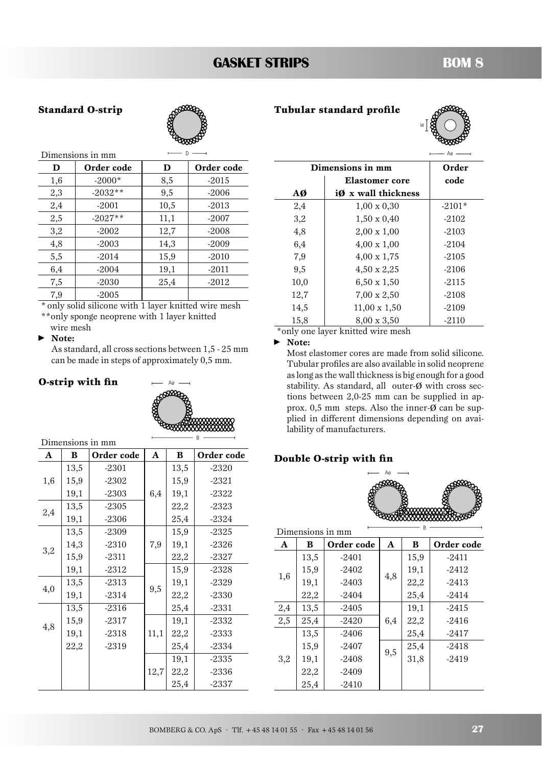# GASKET STRIPS

## BOM 8

### Standard O-strip

Dimensions in mm

| D | Order code | D | Order code |
|---|---|---|---|
| 1,6 | -2000* | 8,5 | -2015 |
| 2,3 | -2032** | 9,5 | -2006 |
| 2,4 | -2001 | 10,5 | -2013 |
| 2,5 | -2027** | 11,1 | -2007 |
| 3,2 | -2002 | 12,7 | -2008 |
| 4,8 | -2003 | 14,3 | -2009 |
| 5,5 | -2014 | 15,9 | -2010 |
| 6,4 | -2004 | 19,1 | -2011 |
| 7,5 | -2030 | 25,4 | -2012 |
| 7,9 | -2005 | | |

* only solid silicone with 1 layer knitted wire mesh

** only sponge neoprene with 1 layer knitted wire mesh

► **Note:**

As standard, all cross sections between 1,5 - 25 mm can be made in steps of approximately 0,5 mm.

### O-strip with fin

Dimensions in mm

| A | B | Order code | A | B | Order code |
|---|---|---|---|---|---|
| 1,6 | 13,5 | -2301 | 6,4 | 13,5 | -2320 |
| | 15,9 | -2302 | | 15,9 | -2321 |
| | 19,1 | -2303 | | 19,1 | -2322 |
| 2,4 | 13,5 | -2305 | | 22,2 | -2323 |
| | 19,1 | -2306 | | 25,4 | -2324 |
| 3,2 | 13,5 | -2309 | 7,9 | 15,9 | -2325 |
| | 14,3 | -2310 | | 19,1 | -2326 |
| | 15,9 | -2311 | | 22,2 | -2327 |
| | 19,1 | -2312 | 9,5 | 15,9 | -2328 |
| 4,0 | 13,5 | -2313 | | 19,1 | -2329 |
| | 19,1 | -2314 | | 22,2 | -2330 |
| 4,8 | 13,5 | -2316 | | 25,4 | -2331 |
| | 15,9 | -2317 | 11,1 | 19,1 | -2332 |
| | 19,1 | -2318 | | 22,2 | -2333 |
| | 22,2 | -2319 | | 25,4 | -2334 |
| | | | 12,7 | 19,1 | -2335 |
| | | | | 22,2 | -2336 |
| | | | | 25,4 | -2337 |

### Tubular standard profile

| Dimensions in mm | | Order code |
|---|---|---|
| AØ | Elastomer core iØ x wall thickness | |
| 2,4 | 1,00 x 0,30 | -2101* |
| 3,2 | 1,50 x 0,40 | -2102 |
| 4,8 | 2,00 x 1,00 | -2103 |
| 6,4 | 4,00 x 1,00 | -2104 |
| 7,9 | 4,00 x 1,75 | -2105 |
| 9,5 | 4,50 x 2,25 | -2106 |
| 10,0 | 6,50 x 1,50 | -2115 |
| 12,7 | 7,00 x 2,50 | -2108 |
| 14,5 | 11,00 x 1,50 | -2109 |
| 15,8 | 8,00 x 3,50 | -2110 |

*only one layer knitted wire mesh

► **Note:**

Most elastomer cores are made from solid silicone. Tubular profiles are also available in solid neoprene as long as the wall thickness is big enough for a good stability. As standard, all outer-Ø with cross sections between 2,0-25 mm can be supplied in approx. 0,5 mm steps. Also the inner-Ø can be supplied in different dimensions depending on availability of manufacturers.

### Double O-strip with fin

Dimensions in mm

| A | B | Order code | A | B | Order code |
|---|---|---|---|---|---|
| 1,6 | 13,5 | -2401 | 4,8 | 15,9 | -2411 |
| | 15,9 | -2402 | | 19,1 | -2412 |
| | 19,1 | -2403 | | 22,2 | -2413 |
| | 22,2 | -2404 | | 25,4 | -2414 |
| 2,4 | 13,5 | -2405 | 6,4 | 19,1 | -2415 |
| 2,5 | 25,4 | -2420 | | 22,2 | -2416 |
| 3,2 | 13,5 | -2406 | | 25,4 | -2417 |
| | 15,9 | -2407 | 9,5 | 25,4 | -2418 |
| | 19,1 | -2408 | | 31,8 | -2419 |
| | 22,2 | -2409 | | | |
| | 25,4 | -2410 | | | |

BOMBERG & CO. ApS · Tlf. +45 48 14 01 55 · Fax +45 48 14 01 56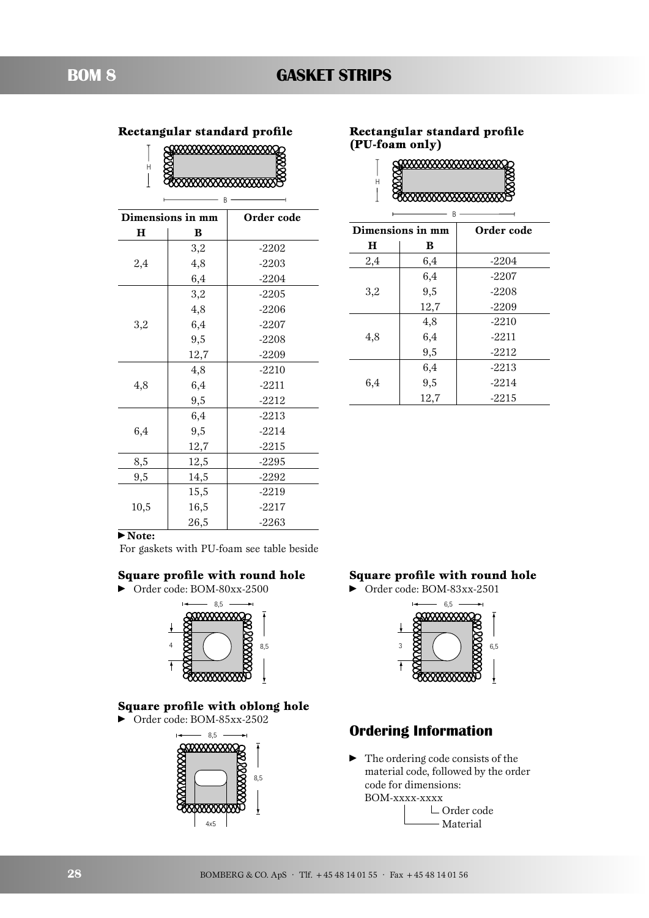# BOM 8 GASKET STRIPS

### Rectangular standard profile

| Dimensions in mm | | Order code |
|---|---|---|
| **H** | **B** | |
| 2,4 | 3,2 | -2202 |
| | 4,8 | -2203 |
| | 6,4 | -2204 |
| 3,2 | 3,2 | -2205 |
| | 4,8 | -2206 |
| | 6,4 | -2207 |
| | 9,5 | -2208 |
| | 12,7 | -2209 |
| 4,8 | 4,8 | -2210 |
| | 6,4 | -2211 |
| | 9,5 | -2212 |
| 6,4 | 6,4 | -2213 |
| | 9,5 | -2214 |
| | 12,7 | -2215 |
| 8,5 | 12,5 | -2295 |
| 9,5 | 14,5 | -2292 |
| 10,5 | 15,5 | -2219 |
| | 16,5 | -2217 |
| | 26,5 | -2263 |

▶ **Note:**
For gaskets with PU-foam see table beside

### Rectangular standard profile (PU-foam only)

| Dimensions in mm | | Order code |
|---|---|---|
| **H** | **B** | |
| 2,4 | 6,4 | -2204 |
| 3,2 | 6,4 | -2207 |
| | 9,5 | -2208 |
| | 12,7 | -2209 |
| 4,8 | 4,8 | -2210 |
| | 6,4 | -2211 |
| | 9,5 | -2212 |
| 6,4 | 6,4 | -2213 |
| | 9,5 | -2214 |
| | 12,7 | -2215 |

### Square profile with round hole

▶ Order code: BOM-80xx-2500

### Square profile with oblong hole

▶ Order code: BOM-85xx-2502

### Square profile with round hole

▶ Order code: BOM-83xx-2501

## Ordering Information

▶ The ordering code consists of the material code, followed by the order code for dimensions:
BOM-xxxx-xxxx
└ Order code
└ Material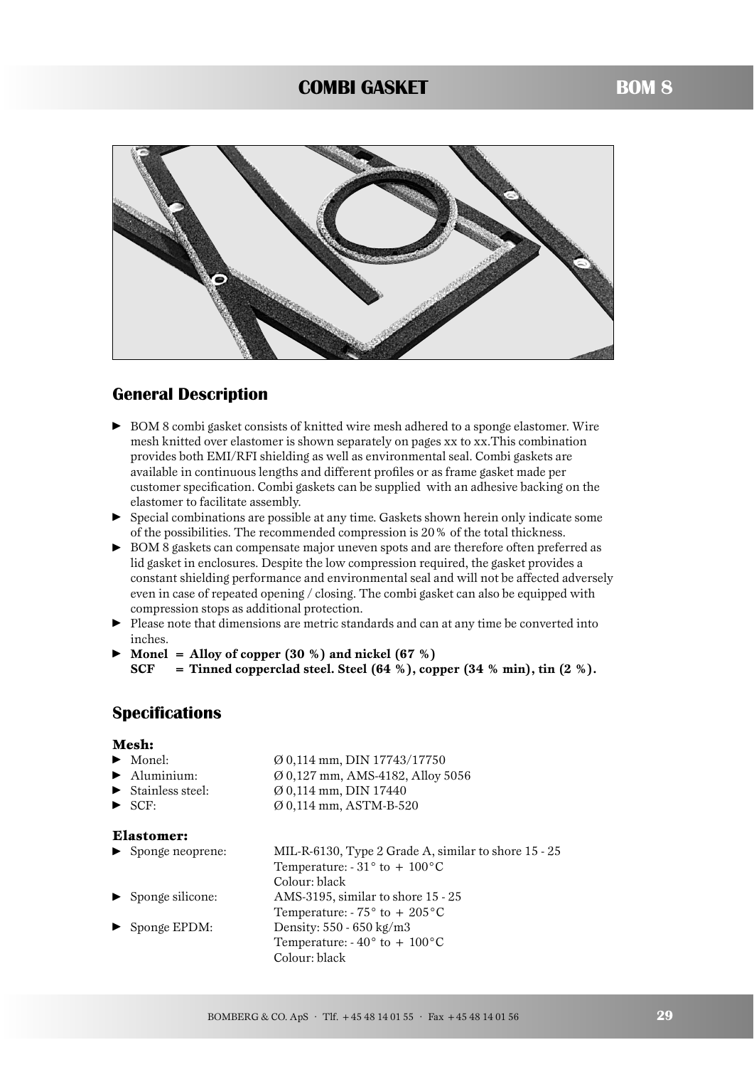# COMBI GASKET

BOM 8

## General Description

- ► BOM 8 combi gasket consists of knitted wire mesh adhered to a sponge elastomer. Wire mesh knitted over elastomer is shown separately on pages xx to xx.This combination provides both EMI/RFI shielding as well as environmental seal. Combi gaskets are available in continuous lengths and different profiles or as frame gasket made per customer specification. Combi gaskets can be supplied with an adhesive backing on the elastomer to facilitate assembly.
- ► Special combinations are possible at any time. Gaskets shown herein only indicate some of the possibilities. The recommended compression is 20 % of the total thickness.
- ► BOM 8 gaskets can compensate major uneven spots and are therefore often preferred as lid gasket in enclosures. Despite the low compression required, the gasket provides a constant shielding performance and environmental seal and will not be affected adversely even in case of repeated opening / closing. The combi gasket can also be equipped with compression stops as additional protection.
- ► Please note that dimensions are metric standards and can at any time be converted into inches.
- ► **Monel = Alloy of copper (30 %) and nickel (67 %)**
  **SCF = Tinned copperclad steel. Steel (64 %), copper (34 % min), tin (2 %).**

## Specifications

### Mesh:

- ► Monel: Ø 0,114 mm, DIN 17743/17750
- ► Aluminium: Ø 0,127 mm, AMS-4182, Alloy 5056
- ► Stainless steel: Ø 0,114 mm, DIN 17440
- ► SCF: Ø 0,114 mm, ASTM-B-520

### Elastomer:

- ► Sponge neoprene: MIL-R-6130, Type 2 Grade A, similar to shore 15 - 25
  Temperature: - 31° to + 100°C
  Colour: black
- ► Sponge silicone: AMS-3195, similar to shore 15 - 25
  Temperature: - 75° to + 205°C
- ► Sponge EPDM: Density: 550 - 650 kg/m3
  Temperature: - 40° to + 100°C
  Colour: black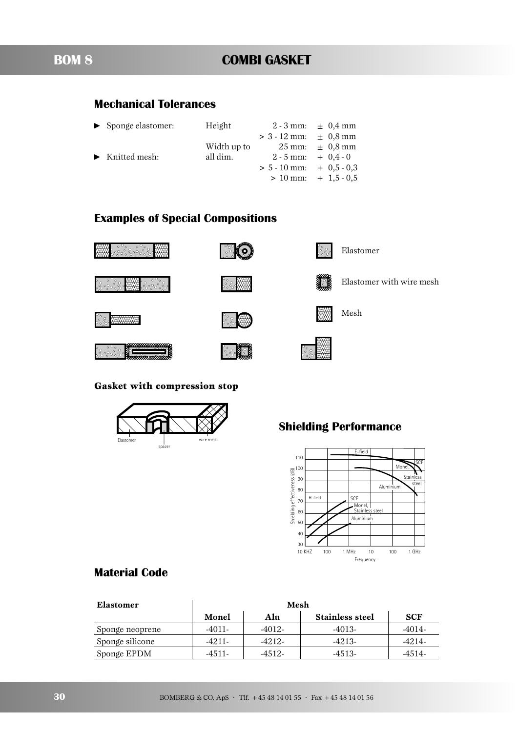# COMBI GASKET

## Mechanical Tolerances

| | | | |
|---|---|---|---|
| ► Sponge elastomer: | Height | 2 - 3 mm: | ± 0,4 mm |
| | | > 3 - 12 mm: | ± 0,8 mm |
| | Width up to | 25 mm: | ± 0,8 mm |
| ► Knitted mesh: | all dim. | 2 - 5 mm: | + 0,4 - 0 |
| | | > 5 - 10 mm: | + 0,5 - 0,3 |
| | | > 10 mm: | + 1,5 - 0,5 |

## Examples of Special Compositions

Elastomer

Elastomer with wire mesh

Mesh

**Gasket with compression stop**

Elastomer

spacer

wire mesh

## Shielding Performance

## Material Code

| Elastomer | Mesh | | | |
|---|---|---|---|---|
| | **Monel** | **Alu** | **Stainless steel** | **SCF** |
| Sponge neoprene | -4011- | -4012- | -4013- | -4014- |
| Sponge silicone | -4211- | -4212- | -4213- | -4214- |
| Sponge EPDM | -4511- | -4512- | -4513- | -4514- |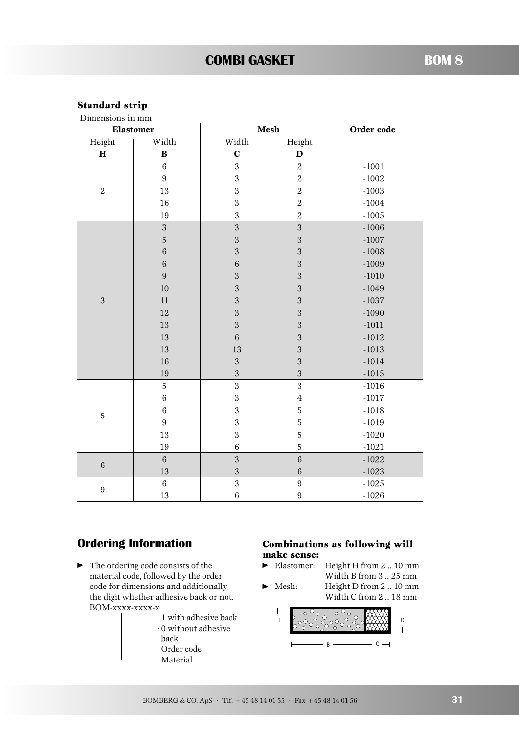# COMBI GASKET

## BOM 8

### Standard strip

Dimensions in mm

| Elastomer | | Mesh | | Order code |
|---|---|---|---|---|
| Height | Width | Width | Height | |
| **H** | **B** | **C** | **D** | |
| 2 | 6 | 3 | 2 | -1001 |
| | 9 | 3 | 2 | -1002 |
| | 13 | 3 | 2 | -1003 |
| | 16 | 3 | 2 | -1004 |
| | 19 | 3 | 2 | -1005 |
| 3 | 3 | 3 | 3 | -1006 |
| | 5 | 3 | 3 | -1007 |
| | 6 | 3 | 3 | -1008 |
| | 6 | 6 | 3 | -1009 |
| | 9 | 3 | 3 | -1010 |
| | 10 | 3 | 3 | -1049 |
| | 11 | 3 | 3 | -1037 |
| | 12 | 3 | 3 | -1090 |
| | 13 | 3 | 3 | -1011 |
| | 13 | 6 | 3 | -1012 |
| | 13 | 13 | 3 | -1013 |
| | 16 | 3 | 3 | -1014 |
| | 19 | 3 | 3 | -1015 |
| 5 | 5 | 3 | 3 | -1016 |
| | 6 | 3 | 4 | -1017 |
| | 6 | 3 | 5 | -1018 |
| | 9 | 3 | 5 | -1019 |
| | 13 | 3 | 5 | -1020 |
| | 19 | 6 | 5 | -1021 |
| 6 | 6 | 3 | 6 | -1022 |
| | 13 | 3 | 6 | -1023 |
| 9 | 6 | 3 | 9 | -1025 |
| | 13 | 6 | 9 | -1026 |

## Ordering Information

- The ordering code consists of the material code, followed by the order code for dimensions and additionally the digit whether adhesive back or not.

BOM-xxxx-xxxx-x

- 1 with adhesive back / 0 without adhesive back
- Order code
- Material

### Combinations as following will make sense:

- Elastomer: Height H from 2 .. 10 mm, Width B from 3 .. 25 mm
- Mesh: Height D from 2 .. 10 mm, Width C from 2 .. 18 mm

H
D
B
C

BOMBERG & CO. ApS · Tlf. +45 48 14 01 55 · Fax +45 48 14 01 56